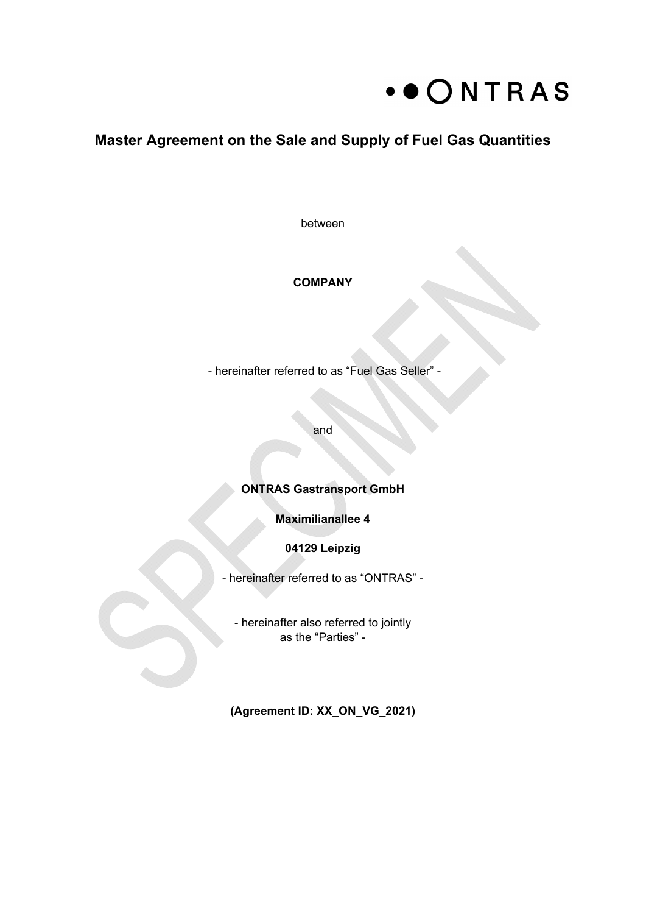# Master Agreement on the Sale and Supply of Fuel Gas Quantities

between

**COMPANY**

- hereinafter referred to as "Fuel Gas Seller" -

and

**ONTRAS Gastransport GmbH**

**Maximilianallee 4**

**04129 Leipzig**

- hereinafter referred to as "ONTRAS" -

- hereinafter also referred to jointly as the "Parties" -

**(Agreement ID: XX_ON_VG_2021)**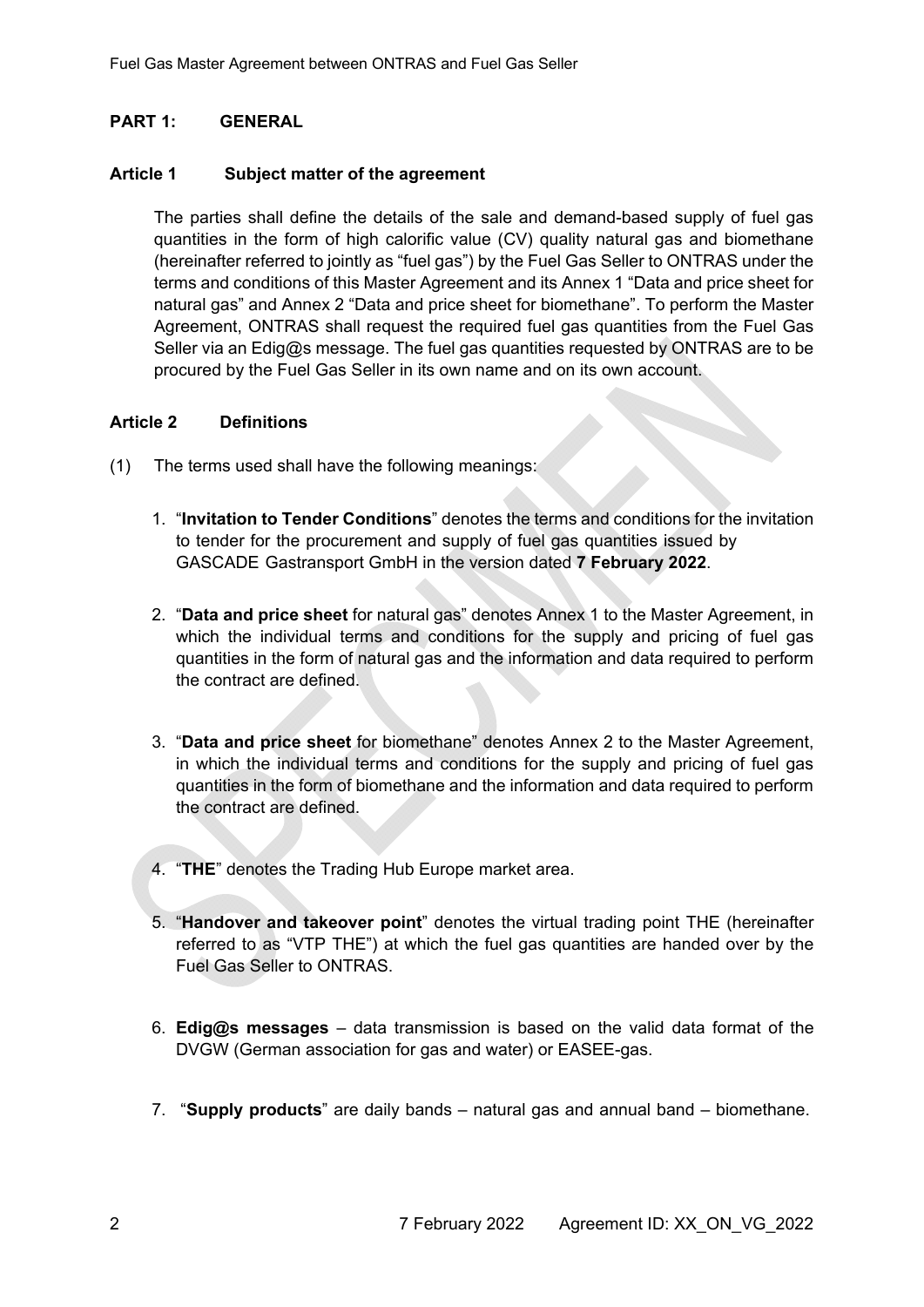## PART 1: GENERAL

### Article 1 Subject matter of the agreement

The parties shall define the details of the sale and demand-based supply of fuel gas quantities in the form of high calorific value (CV) quality natural gas and biomethane (hereinafter referred to jointly as "fuel gas") by the Fuel Gas Seller to ONTRAS under the terms and conditions of this Master Agreement and its Annex 1 "Data and price sheet for natural gas" and Annex 2 "Data and price sheet for biomethane". To perform the Master Agreement, ONTRAS shall request the required fuel gas quantities from the Fuel Gas Seller via an Edig@s message. The fuel gas quantities requested by ONTRAS are to be procured by the Fuel Gas Seller in its own name and on its own account.

### Article 2 Definitions

(1) The terms used shall have the following meanings:

1. "**Invitation to Tender Conditions**" denotes the terms and conditions for the invitation to tender for the procurement and supply of fuel gas quantities issued by GASCADE Gastransport GmbH in the version dated **7 February 2022**.

2. "**Data and price sheet** for natural gas" denotes Annex 1 to the Master Agreement, in which the individual terms and conditions for the supply and pricing of fuel gas quantities in the form of natural gas and the information and data required to perform the contract are defined.

3. "**Data and price sheet** for biomethane" denotes Annex 2 to the Master Agreement, in which the individual terms and conditions for the supply and pricing of fuel gas quantities in the form of biomethane and the information and data required to perform the contract are defined.

4. "**THE**" denotes the Trading Hub Europe market area.

5. "**Handover and takeover point**" denotes the virtual trading point THE (hereinafter referred to as "VTP THE") at which the fuel gas quantities are handed over by the Fuel Gas Seller to ONTRAS.

6. **Edig@s messages** – data transmission is based on the valid data format of the DVGW (German association for gas and water) or EASEE-gas.

7. "**Supply products**" are daily bands – natural gas and annual band – biomethane.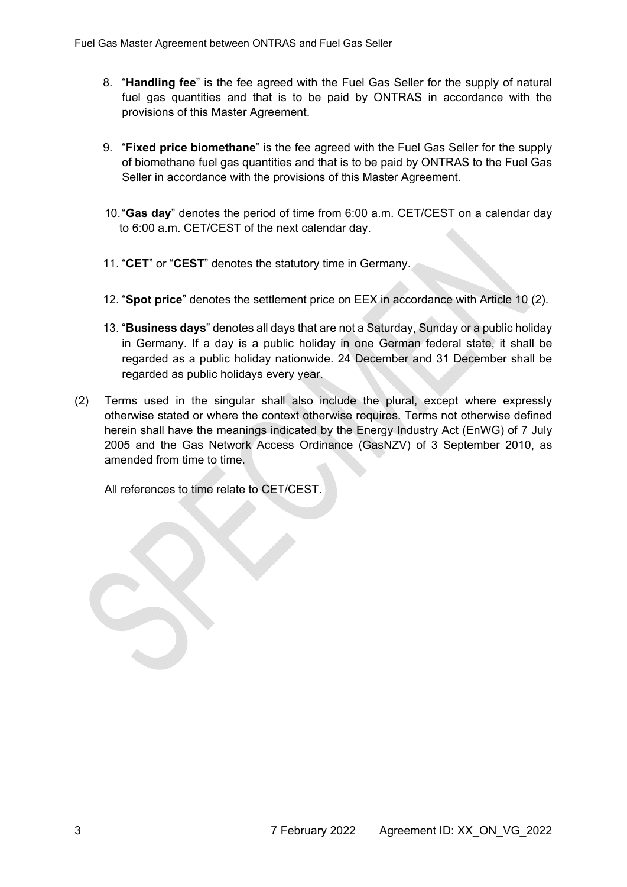8. "**Handling fee**" is the fee agreed with the Fuel Gas Seller for the supply of natural fuel gas quantities and that is to be paid by ONTRAS in accordance with the provisions of this Master Agreement.

9. "**Fixed price biomethane**" is the fee agreed with the Fuel Gas Seller for the supply of biomethane fuel gas quantities and that is to be paid by ONTRAS to the Fuel Gas Seller in accordance with the provisions of this Master Agreement.

10. "**Gas day**" denotes the period of time from 6:00 a.m. CET/CEST on a calendar day to 6:00 a.m. CET/CEST of the next calendar day.

11. "**CET**" or "**CEST**" denotes the statutory time in Germany.

12. "**Spot price**" denotes the settlement price on EEX in accordance with Article 10 (2).

13. "**Business days**" denotes all days that are not a Saturday, Sunday or a public holiday in Germany. If a day is a public holiday in one German federal state, it shall be regarded as a public holiday nationwide. 24 December and 31 December shall be regarded as public holidays every year.

(2) Terms used in the singular shall also include the plural, except where expressly otherwise stated or where the context otherwise requires. Terms not otherwise defined herein shall have the meanings indicated by the Energy Industry Act (EnWG) of 7 July 2005 and the Gas Network Access Ordinance (GasNZV) of 3 September 2010, as amended from time to time.

All references to time relate to CET/CEST.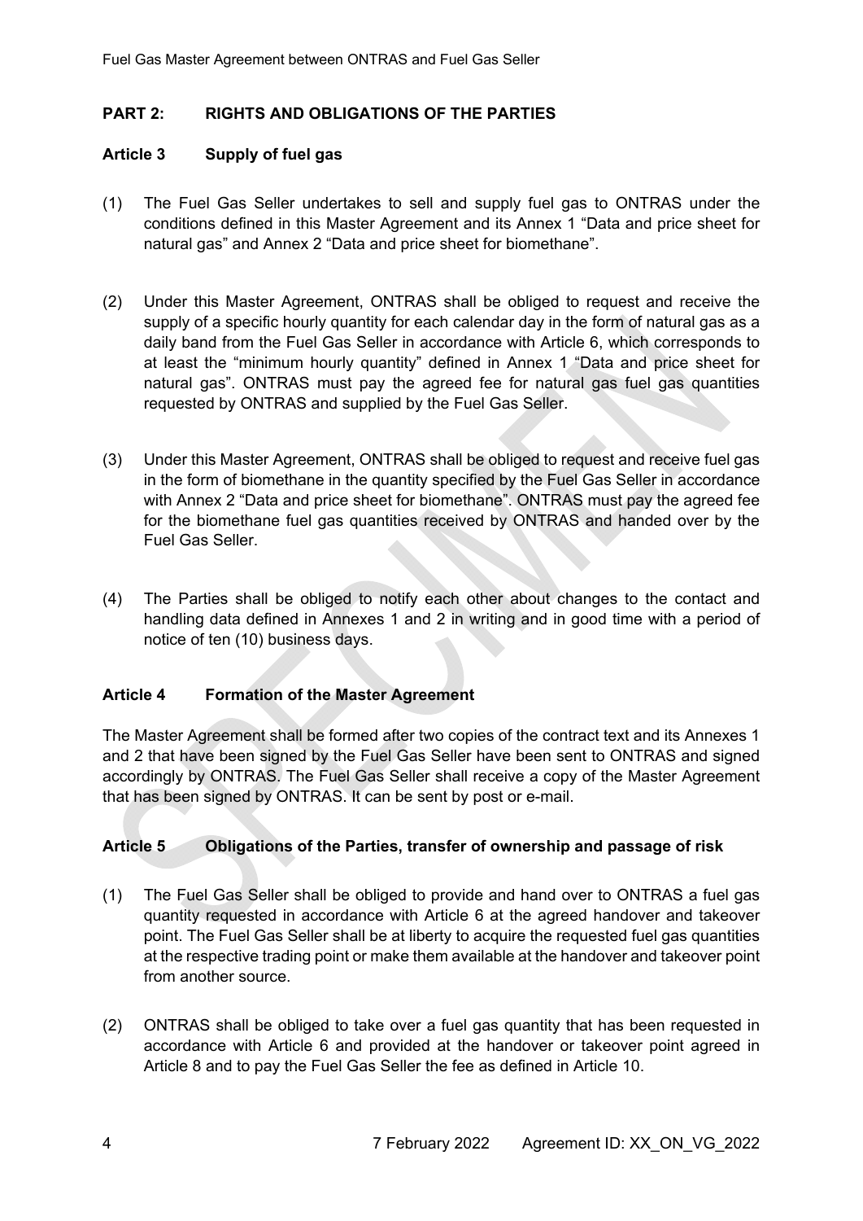## PART 2: RIGHTS AND OBLIGATIONS OF THE PARTIES

### Article 3 Supply of fuel gas

(1) The Fuel Gas Seller undertakes to sell and supply fuel gas to ONTRAS under the conditions defined in this Master Agreement and its Annex 1 "Data and price sheet for natural gas" and Annex 2 "Data and price sheet for biomethane".

(2) Under this Master Agreement, ONTRAS shall be obliged to request and receive the supply of a specific hourly quantity for each calendar day in the form of natural gas as a daily band from the Fuel Gas Seller in accordance with Article 6, which corresponds to at least the "minimum hourly quantity" defined in Annex 1 "Data and price sheet for natural gas". ONTRAS must pay the agreed fee for natural gas fuel gas quantities requested by ONTRAS and supplied by the Fuel Gas Seller.

(3) Under this Master Agreement, ONTRAS shall be obliged to request and receive fuel gas in the form of biomethane in the quantity specified by the Fuel Gas Seller in accordance with Annex 2 "Data and price sheet for biomethane". ONTRAS must pay the agreed fee for the biomethane fuel gas quantities received by ONTRAS and handed over by the Fuel Gas Seller.

(4) The Parties shall be obliged to notify each other about changes to the contact and handling data defined in Annexes 1 and 2 in writing and in good time with a period of notice of ten (10) business days.

### Article 4 Formation of the Master Agreement

The Master Agreement shall be formed after two copies of the contract text and its Annexes 1 and 2 that have been signed by the Fuel Gas Seller have been sent to ONTRAS and signed accordingly by ONTRAS. The Fuel Gas Seller shall receive a copy of the Master Agreement that has been signed by ONTRAS. It can be sent by post or e-mail.

### Article 5 Obligations of the Parties, transfer of ownership and passage of risk

(1) The Fuel Gas Seller shall be obliged to provide and hand over to ONTRAS a fuel gas quantity requested in accordance with Article 6 at the agreed handover and takeover point. The Fuel Gas Seller shall be at liberty to acquire the requested fuel gas quantities at the respective trading point or make them available at the handover and takeover point from another source.

(2) ONTRAS shall be obliged to take over a fuel gas quantity that has been requested in accordance with Article 6 and provided at the handover or takeover point agreed in Article 8 and to pay the Fuel Gas Seller the fee as defined in Article 10.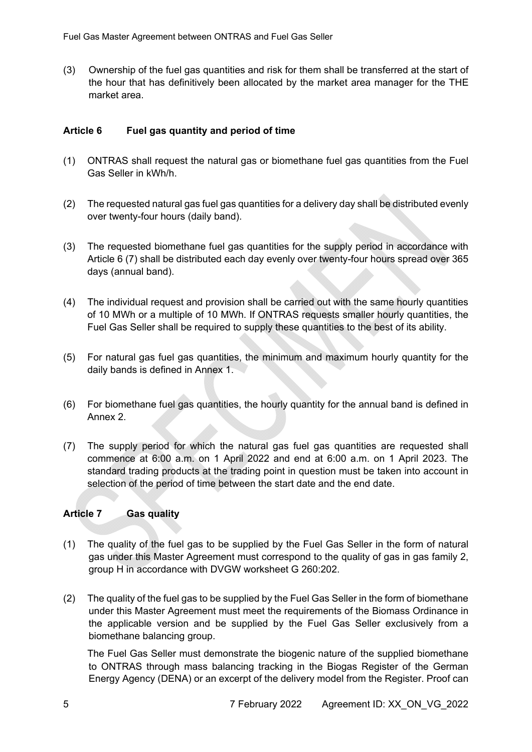(3) Ownership of the fuel gas quantities and risk for them shall be transferred at the start of the hour that has definitively been allocated by the market area manager for the THE market area.

## Article 6 Fuel gas quantity and period of time

(1) ONTRAS shall request the natural gas or biomethane fuel gas quantities from the Fuel Gas Seller in kWh/h.

(2) The requested natural gas fuel gas quantities for a delivery day shall be distributed evenly over twenty-four hours (daily band).

(3) The requested biomethane fuel gas quantities for the supply period in accordance with Article 6 (7) shall be distributed each day evenly over twenty-four hours spread over 365 days (annual band).

(4) The individual request and provision shall be carried out with the same hourly quantities of 10 MWh or a multiple of 10 MWh. If ONTRAS requests smaller hourly quantities, the Fuel Gas Seller shall be required to supply these quantities to the best of its ability.

(5) For natural gas fuel gas quantities, the minimum and maximum hourly quantity for the daily bands is defined in Annex 1.

(6) For biomethane fuel gas quantities, the hourly quantity for the annual band is defined in Annex 2.

(7) The supply period for which the natural gas fuel gas quantities are requested shall commence at 6:00 a.m. on 1 April 2022 and end at 6:00 a.m. on 1 April 2023. The standard trading products at the trading point in question must be taken into account in selection of the period of time between the start date and the end date.

## Article 7 Gas quality

(1) The quality of the fuel gas to be supplied by the Fuel Gas Seller in the form of natural gas under this Master Agreement must correspond to the quality of gas in gas family 2, group H in accordance with DVGW worksheet G 260:202.

(2) The quality of the fuel gas to be supplied by the Fuel Gas Seller in the form of biomethane under this Master Agreement must meet the requirements of the Biomass Ordinance in the applicable version and be supplied by the Fuel Gas Seller exclusively from a biomethane balancing group.

The Fuel Gas Seller must demonstrate the biogenic nature of the supplied biomethane to ONTRAS through mass balancing tracking in the Biogas Register of the German Energy Agency (DENA) or an excerpt of the delivery model from the Register. Proof can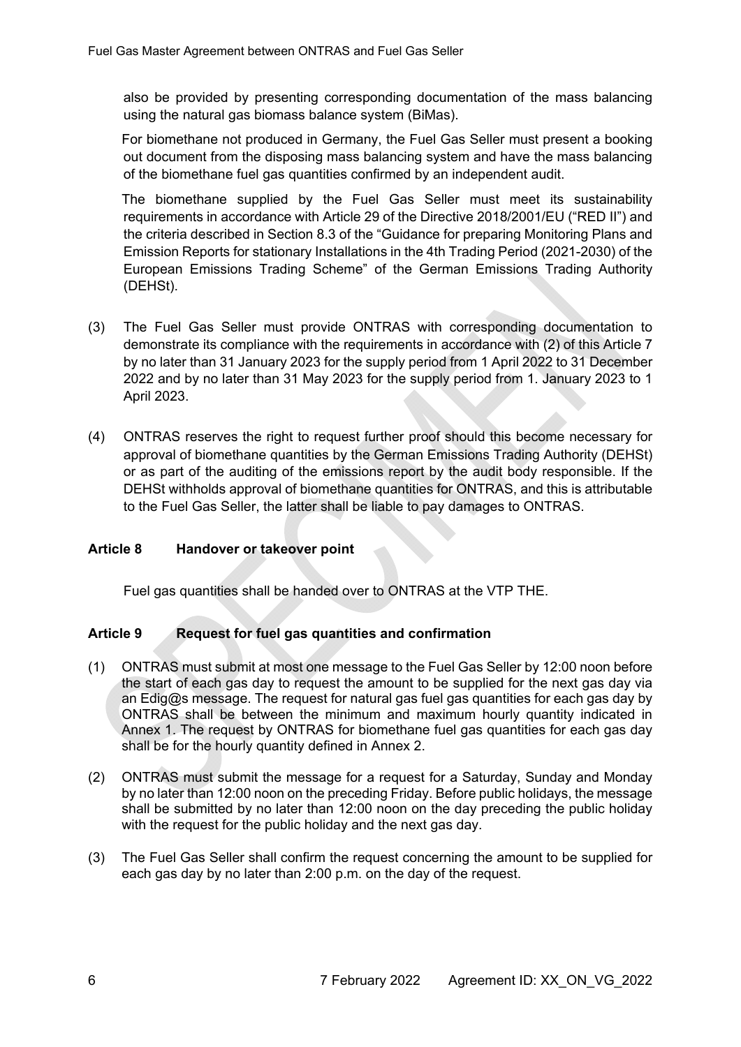also be provided by presenting corresponding documentation of the mass balancing using the natural gas biomass balance system (BiMas).

For biomethane not produced in Germany, the Fuel Gas Seller must present a booking out document from the disposing mass balancing system and have the mass balancing of the biomethane fuel gas quantities confirmed by an independent audit.

The biomethane supplied by the Fuel Gas Seller must meet its sustainability requirements in accordance with Article 29 of the Directive 2018/2001/EU ("RED II") and the criteria described in Section 8.3 of the "Guidance for preparing Monitoring Plans and Emission Reports for stationary Installations in the 4th Trading Period (2021-2030) of the European Emissions Trading Scheme" of the German Emissions Trading Authority (DEHSt).

(3) The Fuel Gas Seller must provide ONTRAS with corresponding documentation to demonstrate its compliance with the requirements in accordance with (2) of this Article 7 by no later than 31 January 2023 for the supply period from 1 April 2022 to 31 December 2022 and by no later than 31 May 2023 for the supply period from 1. January 2023 to 1 April 2023.

(4) ONTRAS reserves the right to request further proof should this become necessary for approval of biomethane quantities by the German Emissions Trading Authority (DEHSt) or as part of the auditing of the emissions report by the audit body responsible. If the DEHSt withholds approval of biomethane quantities for ONTRAS, and this is attributable to the Fuel Gas Seller, the latter shall be liable to pay damages to ONTRAS.

## Article 8 Handover or takeover point

Fuel gas quantities shall be handed over to ONTRAS at the VTP THE.

## Article 9 Request for fuel gas quantities and confirmation

(1) ONTRAS must submit at most one message to the Fuel Gas Seller by 12:00 noon before the start of each gas day to request the amount to be supplied for the next gas day via an Edig@s message. The request for natural gas fuel gas quantities for each gas day by ONTRAS shall be between the minimum and maximum hourly quantity indicated in Annex 1. The request by ONTRAS for biomethane fuel gas quantities for each gas day shall be for the hourly quantity defined in Annex 2.

(2) ONTRAS must submit the message for a request for a Saturday, Sunday and Monday by no later than 12:00 noon on the preceding Friday. Before public holidays, the message shall be submitted by no later than 12:00 noon on the day preceding the public holiday with the request for the public holiday and the next gas day.

(3) The Fuel Gas Seller shall confirm the request concerning the amount to be supplied for each gas day by no later than 2:00 p.m. on the day of the request.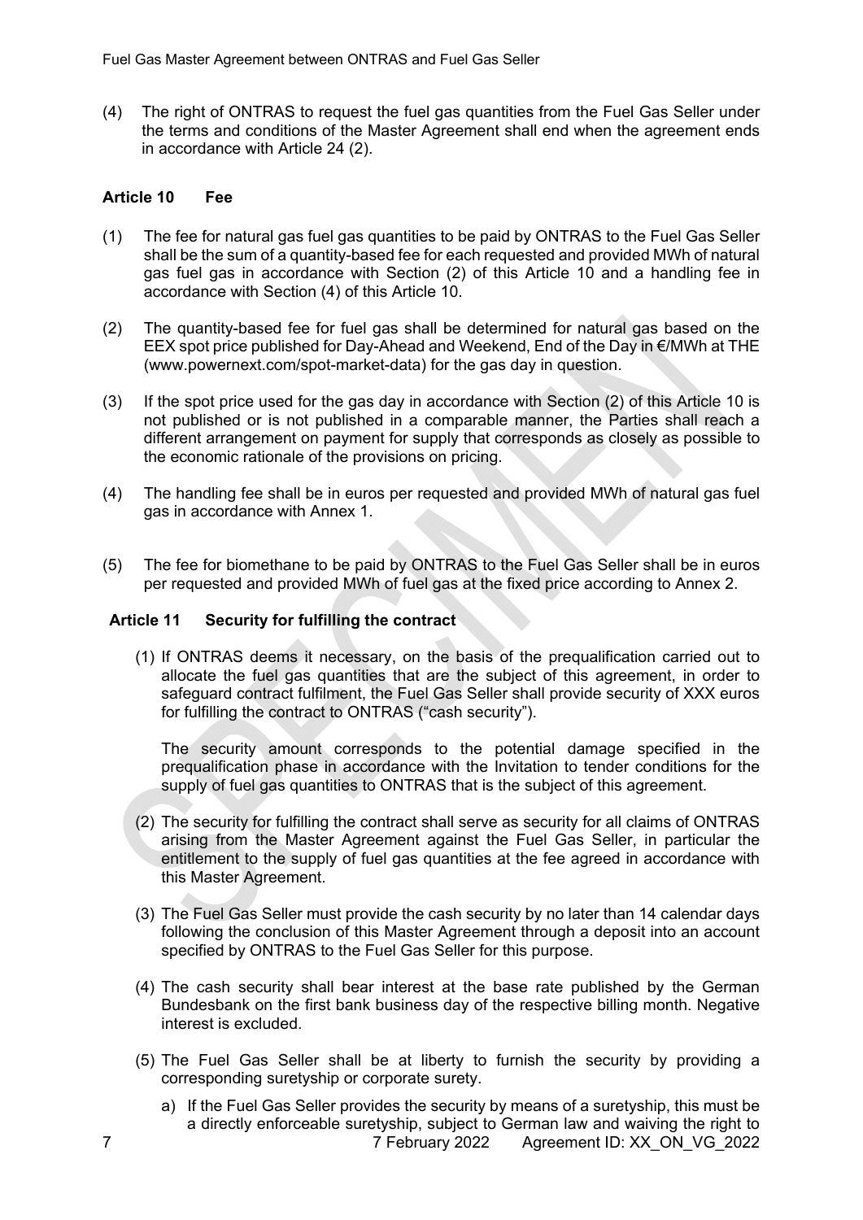(4) The right of ONTRAS to request the fuel gas quantities from the Fuel Gas Seller under the terms and conditions of the Master Agreement shall end when the agreement ends in accordance with Article 24 (2).

### Article 10 Fee

(1) The fee for natural gas fuel gas quantities to be paid by ONTRAS to the Fuel Gas Seller shall be the sum of a quantity-based fee for each requested and provided MWh of natural gas fuel gas in accordance with Section (2) of this Article 10 and a handling fee in accordance with Section (4) of this Article 10.

(2) The quantity-based fee for fuel gas shall be determined for natural gas based on the EEX spot price published for Day-Ahead and Weekend, End of the Day in €/MWh at THE (www.powernext.com/spot-market-data) for the gas day in question.

(3) If the spot price used for the gas day in accordance with Section (2) of this Article 10 is not published or is not published in a comparable manner, the Parties shall reach a different arrangement on payment for supply that corresponds as closely as possible to the economic rationale of the provisions on pricing.

(4) The handling fee shall be in euros per requested and provided MWh of natural gas fuel gas in accordance with Annex 1.

(5) The fee for biomethane to be paid by ONTRAS to the Fuel Gas Seller shall be in euros per requested and provided MWh of fuel gas at the fixed price according to Annex 2.

### Article 11 Security for fulfilling the contract

(1) If ONTRAS deems it necessary, on the basis of the prequalification carried out to allocate the fuel gas quantities that are the subject of this agreement, in order to safeguard contract fulfilment, the Fuel Gas Seller shall provide security of XXX euros for fulfilling the contract to ONTRAS ("cash security").

The security amount corresponds to the potential damage specified in the prequalification phase in accordance with the Invitation to tender conditions for the supply of fuel gas quantities to ONTRAS that is the subject of this agreement.

(2) The security for fulfilling the contract shall serve as security for all claims of ONTRAS arising from the Master Agreement against the Fuel Gas Seller, in particular the entitlement to the supply of fuel gas quantities at the fee agreed in accordance with this Master Agreement.

(3) The Fuel Gas Seller must provide the cash security by no later than 14 calendar days following the conclusion of this Master Agreement through a deposit into an account specified by ONTRAS to the Fuel Gas Seller for this purpose.

(4) The cash security shall bear interest at the base rate published by the German Bundesbank on the first bank business day of the respective billing month. Negative interest is excluded.

(5) The Fuel Gas Seller shall be at liberty to furnish the security by providing a corresponding suretyship or corporate surety.

a) If the Fuel Gas Seller provides the security by means of a suretyship, this must be a directly enforceable suretyship, subject to German law and waiving the right to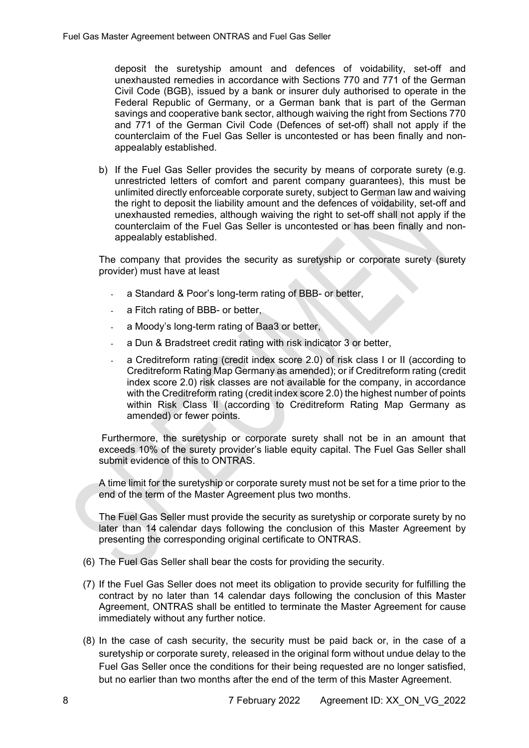deposit the suretyship amount and defences of voidability, set-off and unexhausted remedies in accordance with Sections 770 and 771 of the German Civil Code (BGB), issued by a bank or insurer duly authorised to operate in the Federal Republic of Germany, or a German bank that is part of the German savings and cooperative bank sector, although waiving the right from Sections 770 and 771 of the German Civil Code (Defences of set-off) shall not apply if the counterclaim of the Fuel Gas Seller is uncontested or has been finally and non-appealably established.

b) If the Fuel Gas Seller provides the security by means of corporate surety (e.g. unrestricted letters of comfort and parent company guarantees), this must be unlimited directly enforceable corporate surety, subject to German law and waiving the right to deposit the liability amount and the defences of voidability, set-off and unexhausted remedies, although waiving the right to set-off shall not apply if the counterclaim of the Fuel Gas Seller is uncontested or has been finally and non-appealably established.

The company that provides the security as suretyship or corporate surety (surety provider) must have at least

- a Standard & Poor's long-term rating of BBB- or better,
- a Fitch rating of BBB- or better,
- a Moody's long-term rating of Baa3 or better,
- a Dun & Bradstreet credit rating with risk indicator 3 or better,
- a Creditreform rating (credit index score 2.0) of risk class I or II (according to Creditreform Rating Map Germany as amended); or if Creditreform rating (credit index score 2.0) risk classes are not available for the company, in accordance with the Creditreform rating (credit index score 2.0) the highest number of points within Risk Class II (according to Creditreform Rating Map Germany as amended) or fewer points.

Furthermore, the suretyship or corporate surety shall not be in an amount that exceeds 10% of the surety provider's liable equity capital. The Fuel Gas Seller shall submit evidence of this to ONTRAS.

A time limit for the suretyship or corporate surety must not be set for a time prior to the end of the term of the Master Agreement plus two months.

The Fuel Gas Seller must provide the security as suretyship or corporate surety by no later than 14 calendar days following the conclusion of this Master Agreement by presenting the corresponding original certificate to ONTRAS.

(6) The Fuel Gas Seller shall bear the costs for providing the security.

(7) If the Fuel Gas Seller does not meet its obligation to provide security for fulfilling the contract by no later than 14 calendar days following the conclusion of this Master Agreement, ONTRAS shall be entitled to terminate the Master Agreement for cause immediately without any further notice.

(8) In the case of cash security, the security must be paid back or, in the case of a suretyship or corporate surety, released in the original form without undue delay to the Fuel Gas Seller once the conditions for their being requested are no longer satisfied, but no earlier than two months after the end of the term of this Master Agreement.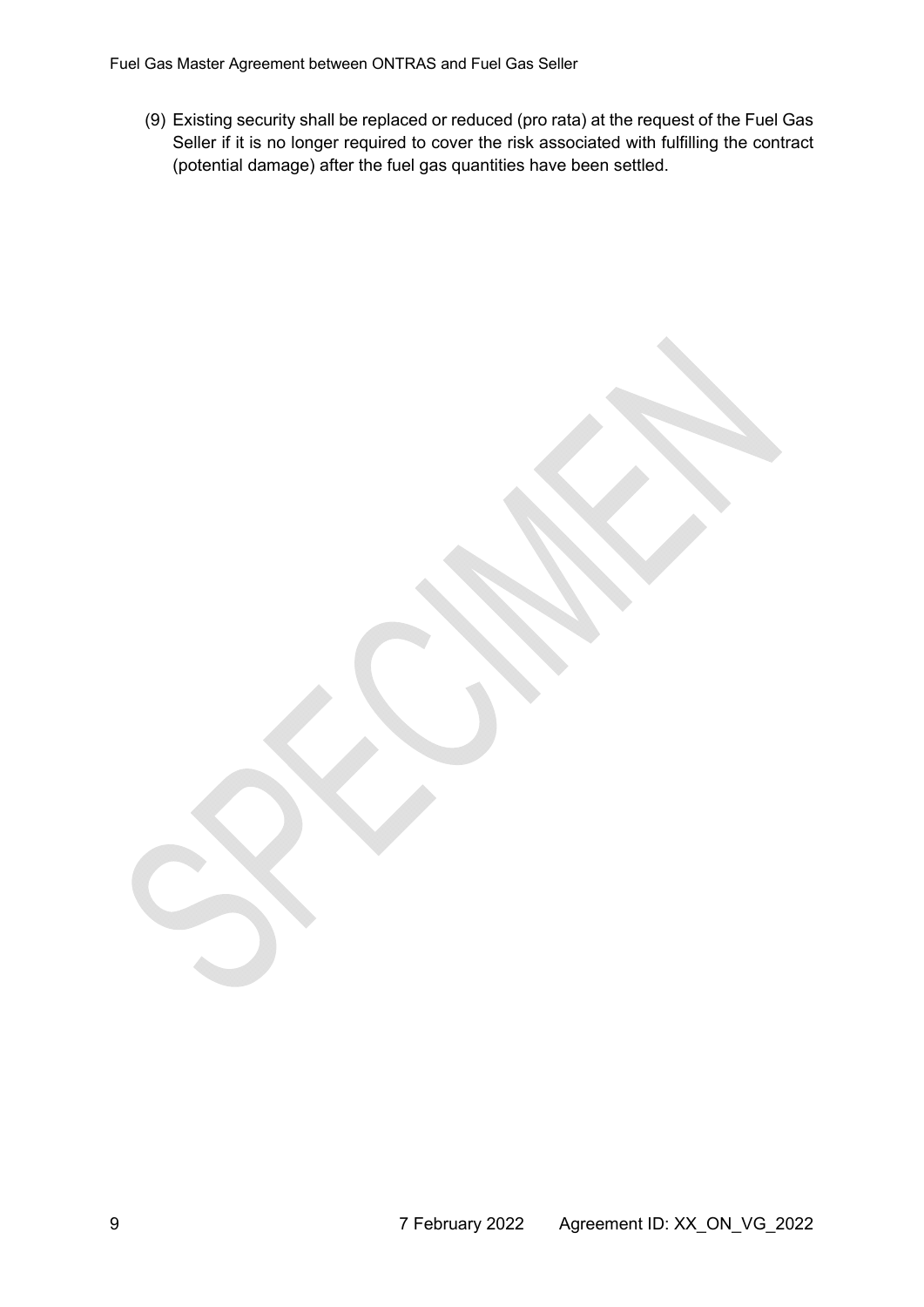(9) Existing security shall be replaced or reduced (pro rata) at the request of the Fuel Gas Seller if it is no longer required to cover the risk associated with fulfilling the contract (potential damage) after the fuel gas quantities have been settled.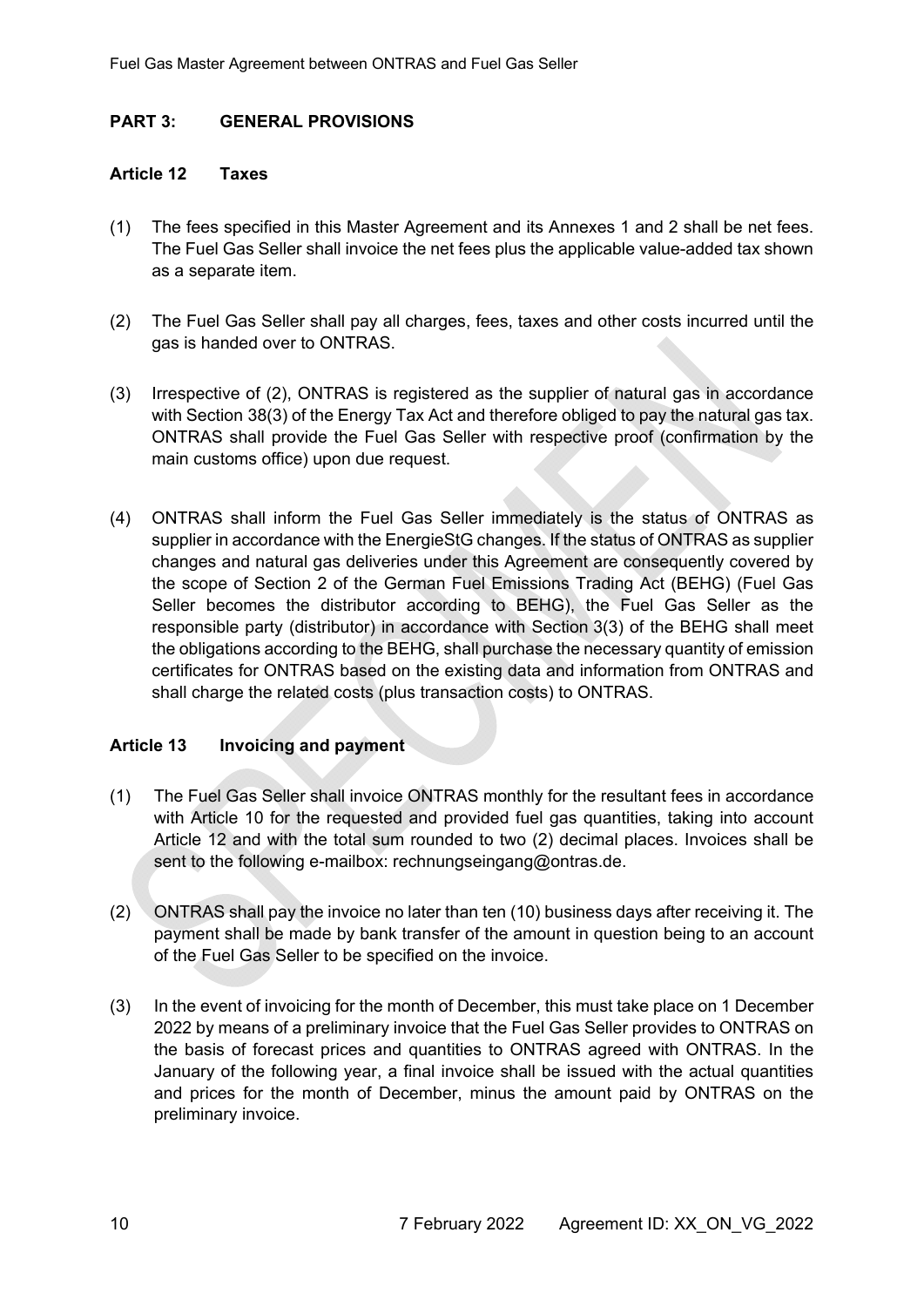## PART 3: GENERAL PROVISIONS

### Article 12 Taxes

(1) The fees specified in this Master Agreement and its Annexes 1 and 2 shall be net fees. The Fuel Gas Seller shall invoice the net fees plus the applicable value-added tax shown as a separate item.

(2) The Fuel Gas Seller shall pay all charges, fees, taxes and other costs incurred until the gas is handed over to ONTRAS.

(3) Irrespective of (2), ONTRAS is registered as the supplier of natural gas in accordance with Section 38(3) of the Energy Tax Act and therefore obliged to pay the natural gas tax. ONTRAS shall provide the Fuel Gas Seller with respective proof (confirmation by the main customs office) upon due request.

(4) ONTRAS shall inform the Fuel Gas Seller immediately is the status of ONTRAS as supplier in accordance with the EnergieStG changes. If the status of ONTRAS as supplier changes and natural gas deliveries under this Agreement are consequently covered by the scope of Section 2 of the German Fuel Emissions Trading Act (BEHG) (Fuel Gas Seller becomes the distributor according to BEHG), the Fuel Gas Seller as the responsible party (distributor) in accordance with Section 3(3) of the BEHG shall meet the obligations according to the BEHG, shall purchase the necessary quantity of emission certificates for ONTRAS based on the existing data and information from ONTRAS and shall charge the related costs (plus transaction costs) to ONTRAS.

### Article 13 Invoicing and payment

(1) The Fuel Gas Seller shall invoice ONTRAS monthly for the resultant fees in accordance with Article 10 for the requested and provided fuel gas quantities, taking into account Article 12 and with the total sum rounded to two (2) decimal places. Invoices shall be sent to the following e-mailbox: rechnungseingang@ontras.de.

(2) ONTRAS shall pay the invoice no later than ten (10) business days after receiving it. The payment shall be made by bank transfer of the amount in question being to an account of the Fuel Gas Seller to be specified on the invoice.

(3) In the event of invoicing for the month of December, this must take place on 1 December 2022 by means of a preliminary invoice that the Fuel Gas Seller provides to ONTRAS on the basis of forecast prices and quantities to ONTRAS agreed with ONTRAS. In the January of the following year, a final invoice shall be issued with the actual quantities and prices for the month of December, minus the amount paid by ONTRAS on the preliminary invoice.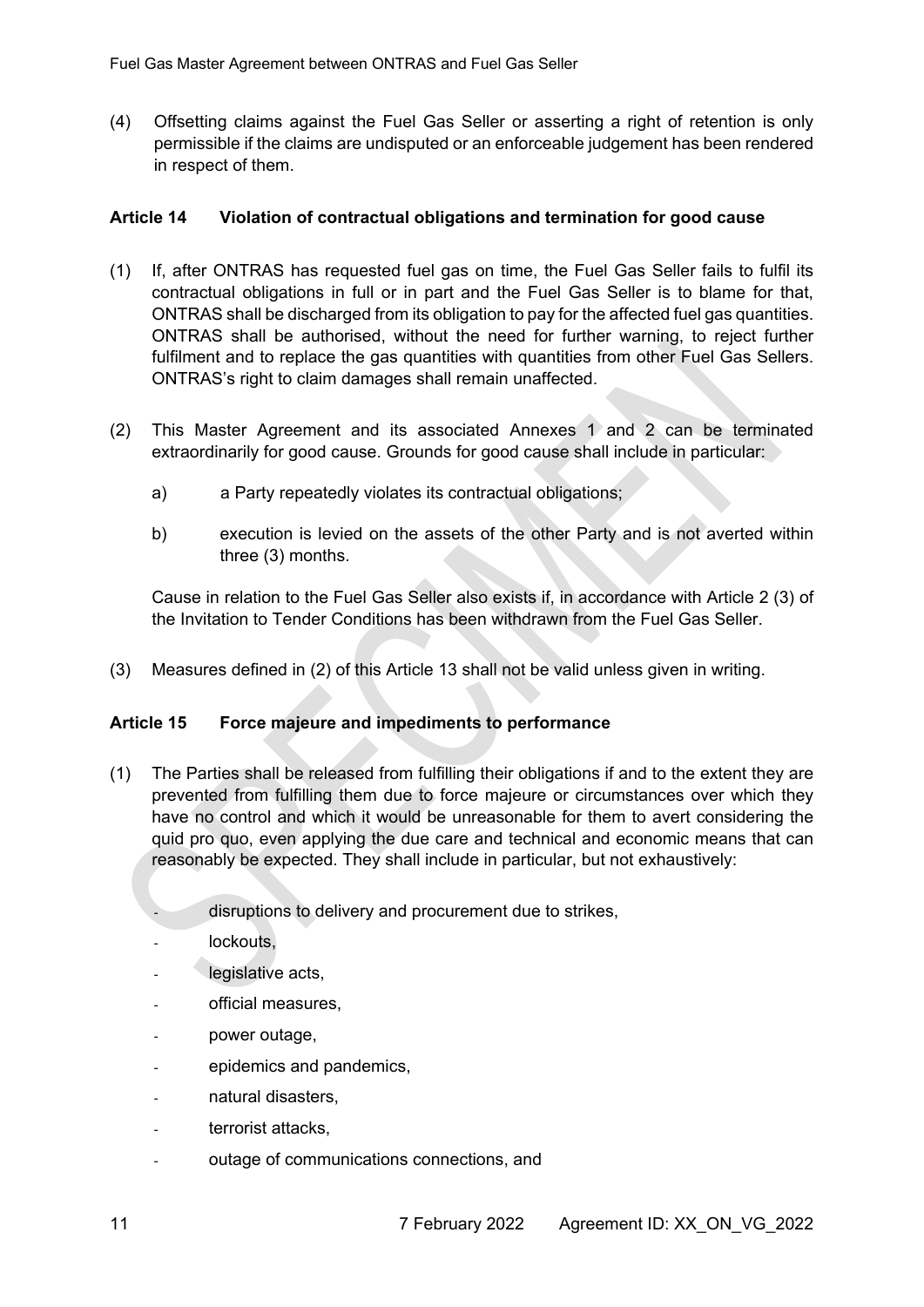(4) Offsetting claims against the Fuel Gas Seller or asserting a right of retention is only permissible if the claims are undisputed or an enforceable judgement has been rendered in respect of them.

### Article 14 Violation of contractual obligations and termination for good cause

(1) If, after ONTRAS has requested fuel gas on time, the Fuel Gas Seller fails to fulfil its contractual obligations in full or in part and the Fuel Gas Seller is to blame for that, ONTRAS shall be discharged from its obligation to pay for the affected fuel gas quantities. ONTRAS shall be authorised, without the need for further warning, to reject further fulfilment and to replace the gas quantities with quantities from other Fuel Gas Sellers. ONTRAS's right to claim damages shall remain unaffected.

(2) This Master Agreement and its associated Annexes 1 and 2 can be terminated extraordinarily for good cause. Grounds for good cause shall include in particular:

   a) a Party repeatedly violates its contractual obligations;

   b) execution is levied on the assets of the other Party and is not averted within three (3) months.

   Cause in relation to the Fuel Gas Seller also exists if, in accordance with Article 2 (3) of the Invitation to Tender Conditions has been withdrawn from the Fuel Gas Seller.

(3) Measures defined in (2) of this Article 13 shall not be valid unless given in writing.

### Article 15 Force majeure and impediments to performance

(1) The Parties shall be released from fulfilling their obligations if and to the extent they are prevented from fulfilling them due to force majeure or circumstances over which they have no control and which it would be unreasonable for them to avert considering the quid pro quo, even applying the due care and technical and economic means that can reasonably be expected. They shall include in particular, but not exhaustively:

   - disruptions to delivery and procurement due to strikes,
   - lockouts,
   - legislative acts,
   - official measures,
   - power outage,
   - epidemics and pandemics,
   - natural disasters,
   - terrorist attacks,
   - outage of communications connections, and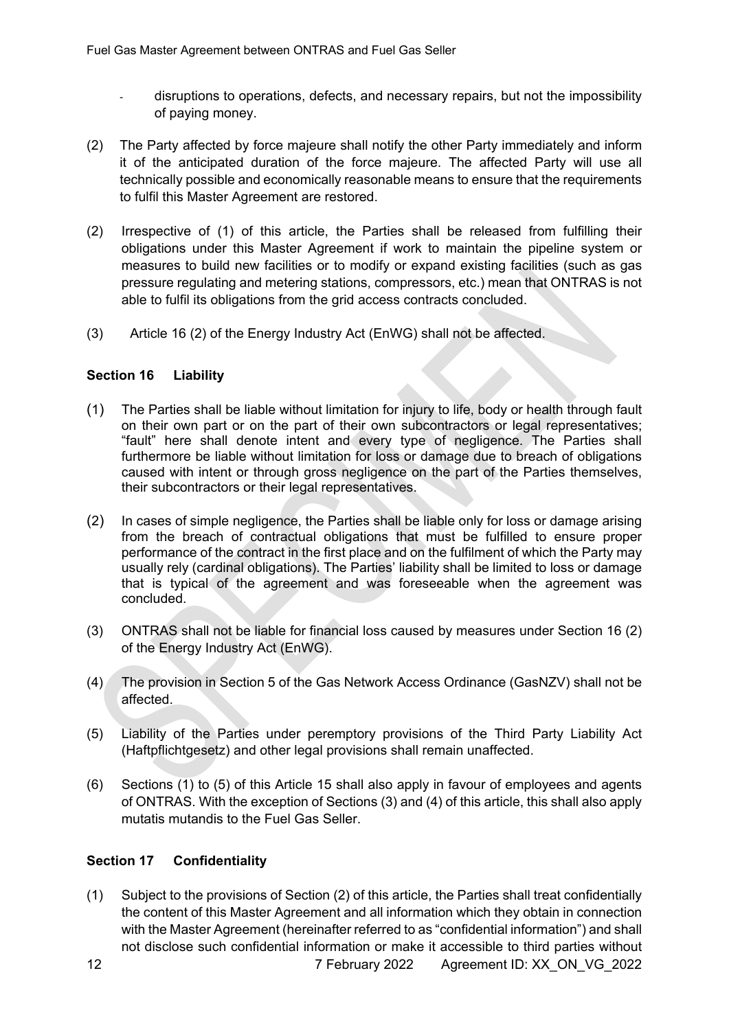- disruptions to operations, defects, and necessary repairs, but not the impossibility of paying money.

(2) The Party affected by force majeure shall notify the other Party immediately and inform it of the anticipated duration of the force majeure. The affected Party will use all technically possible and economically reasonable means to ensure that the requirements to fulfil this Master Agreement are restored.

(2) Irrespective of (1) of this article, the Parties shall be released from fulfilling their obligations under this Master Agreement if work to maintain the pipeline system or measures to build new facilities or to modify or expand existing facilities (such as gas pressure regulating and metering stations, compressors, etc.) mean that ONTRAS is not able to fulfil its obligations from the grid access contracts concluded.

(3) Article 16 (2) of the Energy Industry Act (EnWG) shall not be affected.

## Section 16 Liability

(1) The Parties shall be liable without limitation for injury to life, body or health through fault on their own part or on the part of their own subcontractors or legal representatives; "fault" here shall denote intent and every type of negligence. The Parties shall furthermore be liable without limitation for loss or damage due to breach of obligations caused with intent or through gross negligence on the part of the Parties themselves, their subcontractors or their legal representatives.

(2) In cases of simple negligence, the Parties shall be liable only for loss or damage arising from the breach of contractual obligations that must be fulfilled to ensure proper performance of the contract in the first place and on the fulfilment of which the Party may usually rely (cardinal obligations). The Parties' liability shall be limited to loss or damage that is typical of the agreement and was foreseeable when the agreement was concluded.

(3) ONTRAS shall not be liable for financial loss caused by measures under Section 16 (2) of the Energy Industry Act (EnWG).

(4) The provision in Section 5 of the Gas Network Access Ordinance (GasNZV) shall not be affected.

(5) Liability of the Parties under peremptory provisions of the Third Party Liability Act (Haftpflichtgesetz) and other legal provisions shall remain unaffected.

(6) Sections (1) to (5) of this Article 15 shall also apply in favour of employees and agents of ONTRAS. With the exception of Sections (3) and (4) of this article, this shall also apply mutatis mutandis to the Fuel Gas Seller.

## Section 17 Confidentiality

(1) Subject to the provisions of Section (2) of this article, the Parties shall treat confidentially the content of this Master Agreement and all information which they obtain in connection with the Master Agreement (hereinafter referred to as "confidential information") and shall not disclose such confidential information or make it accessible to third parties without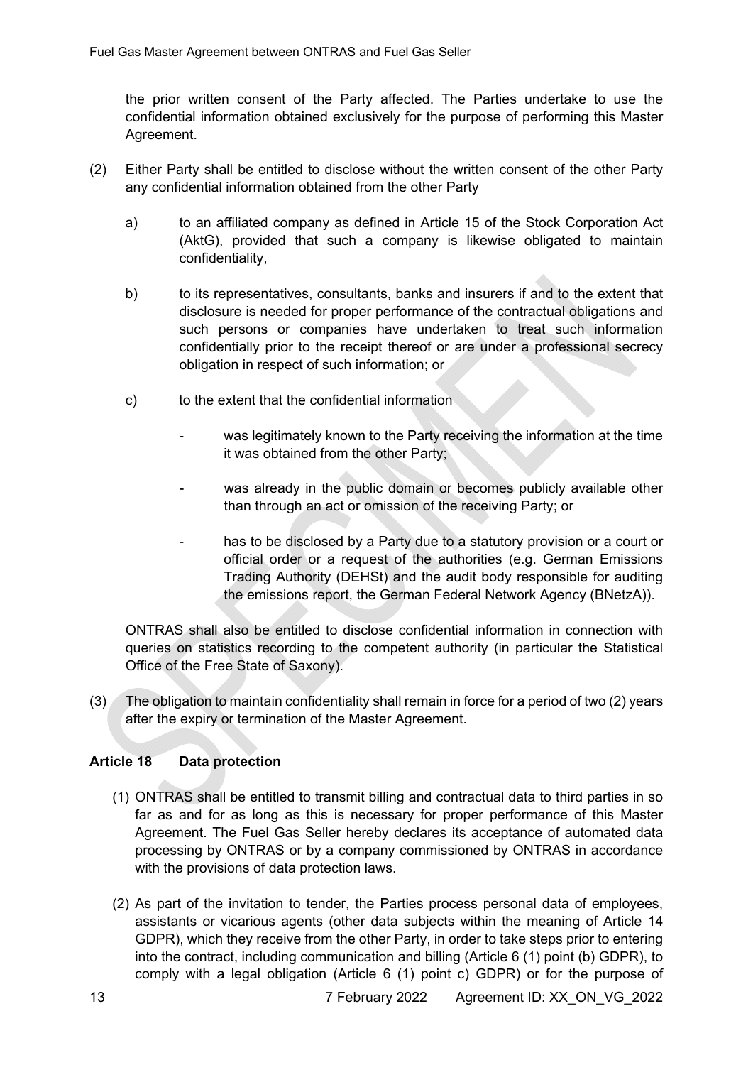the prior written consent of the Party affected. The Parties undertake to use the confidential information obtained exclusively for the purpose of performing this Master Agreement.

(2) Either Party shall be entitled to disclose without the written consent of the other Party any confidential information obtained from the other Party

a) to an affiliated company as defined in Article 15 of the Stock Corporation Act (AktG), provided that such a company is likewise obligated to maintain confidentiality,

b) to its representatives, consultants, banks and insurers if and to the extent that disclosure is needed for proper performance of the contractual obligations and such persons or companies have undertaken to treat such information confidentially prior to the receipt thereof or are under a professional secrecy obligation in respect of such information; or

c) to the extent that the confidential information

- was legitimately known to the Party receiving the information at the time it was obtained from the other Party;
- was already in the public domain or becomes publicly available other than through an act or omission of the receiving Party; or
- has to be disclosed by a Party due to a statutory provision or a court or official order or a request of the authorities (e.g. German Emissions Trading Authority (DEHSt) and the audit body responsible for auditing the emissions report, the German Federal Network Agency (BNetzA)).

ONTRAS shall also be entitled to disclose confidential information in connection with queries on statistics recording to the competent authority (in particular the Statistical Office of the Free State of Saxony).

(3) The obligation to maintain confidentiality shall remain in force for a period of two (2) years after the expiry or termination of the Master Agreement.

## Article 18 Data protection

(1) ONTRAS shall be entitled to transmit billing and contractual data to third parties in so far as and for as long as this is necessary for proper performance of this Master Agreement. The Fuel Gas Seller hereby declares its acceptance of automated data processing by ONTRAS or by a company commissioned by ONTRAS in accordance with the provisions of data protection laws.

(2) As part of the invitation to tender, the Parties process personal data of employees, assistants or vicarious agents (other data subjects within the meaning of Article 14 GDPR), which they receive from the other Party, in order to take steps prior to entering into the contract, including communication and billing (Article 6 (1) point (b) GDPR), to comply with a legal obligation (Article 6 (1) point c) GDPR) or for the purpose of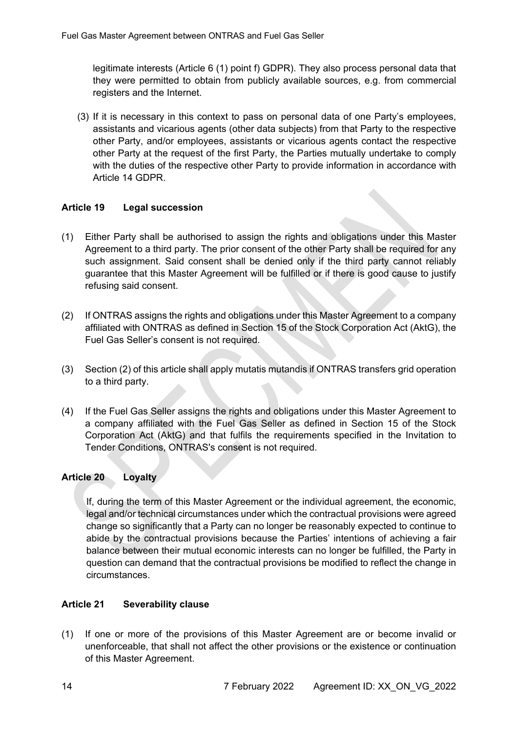legitimate interests (Article 6 (1) point f) GDPR). They also process personal data that they were permitted to obtain from publicly available sources, e.g. from commercial registers and the Internet.

(3) If it is necessary in this context to pass on personal data of one Party's employees, assistants and vicarious agents (other data subjects) from that Party to the respective other Party, and/or employees, assistants or vicarious agents contact the respective other Party at the request of the first Party, the Parties mutually undertake to comply with the duties of the respective other Party to provide information in accordance with Article 14 GDPR.

## Article 19 Legal succession

(1) Either Party shall be authorised to assign the rights and obligations under this Master Agreement to a third party. The prior consent of the other Party shall be required for any such assignment. Said consent shall be denied only if the third party cannot reliably guarantee that this Master Agreement will be fulfilled or if there is good cause to justify refusing said consent.

(2) If ONTRAS assigns the rights and obligations under this Master Agreement to a company affiliated with ONTRAS as defined in Section 15 of the Stock Corporation Act (AktG), the Fuel Gas Seller's consent is not required.

(3) Section (2) of this article shall apply mutatis mutandis if ONTRAS transfers grid operation to a third party.

(4) If the Fuel Gas Seller assigns the rights and obligations under this Master Agreement to a company affiliated with the Fuel Gas Seller as defined in Section 15 of the Stock Corporation Act (AktG) and that fulfils the requirements specified in the Invitation to Tender Conditions, ONTRAS's consent is not required.

## Article 20 Loyalty

If, during the term of this Master Agreement or the individual agreement, the economic, legal and/or technical circumstances under which the contractual provisions were agreed change so significantly that a Party can no longer be reasonably expected to continue to abide by the contractual provisions because the Parties' intentions of achieving a fair balance between their mutual economic interests can no longer be fulfilled, the Party in question can demand that the contractual provisions be modified to reflect the change in circumstances.

## Article 21 Severability clause

(1) If one or more of the provisions of this Master Agreement are or become invalid or unenforceable, that shall not affect the other provisions or the existence or continuation of this Master Agreement.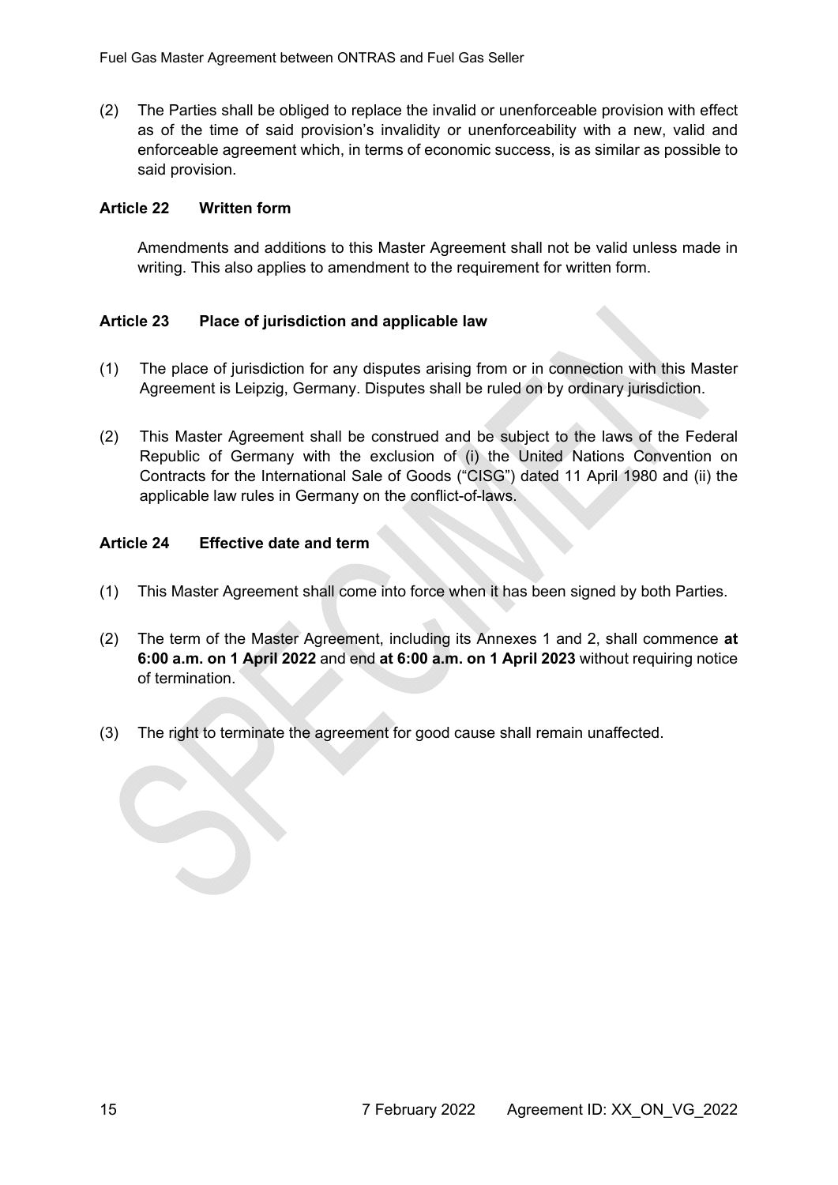(2) The Parties shall be obliged to replace the invalid or unenforceable provision with effect as of the time of said provision's invalidity or unenforceability with a new, valid and enforceable agreement which, in terms of economic success, is as similar as possible to said provision.

### Article 22 Written form

Amendments and additions to this Master Agreement shall not be valid unless made in writing. This also applies to amendment to the requirement for written form.

### Article 23 Place of jurisdiction and applicable law

(1) The place of jurisdiction for any disputes arising from or in connection with this Master Agreement is Leipzig, Germany. Disputes shall be ruled on by ordinary jurisdiction.

(2) This Master Agreement shall be construed and be subject to the laws of the Federal Republic of Germany with the exclusion of (i) the United Nations Convention on Contracts for the International Sale of Goods ("CISG") dated 11 April 1980 and (ii) the applicable law rules in Germany on the conflict-of-laws.

### Article 24 Effective date and term

(1) This Master Agreement shall come into force when it has been signed by both Parties.

(2) The term of the Master Agreement, including its Annexes 1 and 2, shall commence **at 6:00 a.m. on 1 April 2022** and end **at 6:00 a.m. on 1 April 2023** without requiring notice of termination.

(3) The right to terminate the agreement for good cause shall remain unaffected.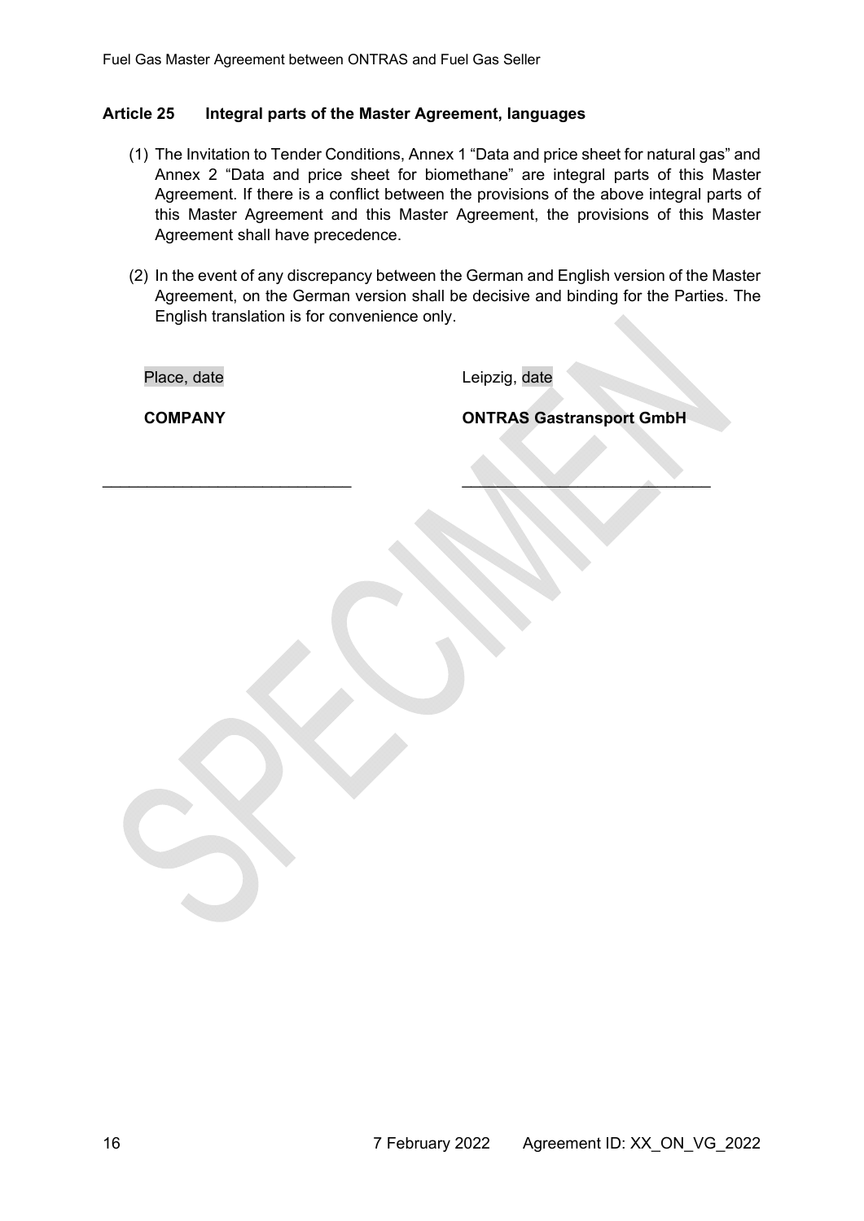## Article 25 Integral parts of the Master Agreement, languages

(1) The Invitation to Tender Conditions, Annex 1 "Data and price sheet for natural gas" and Annex 2 "Data and price sheet for biomethane" are integral parts of this Master Agreement. If there is a conflict between the provisions of the above integral parts of this Master Agreement and this Master Agreement, the provisions of this Master Agreement shall have precedence.

(2) In the event of any discrepancy between the German and English version of the Master Agreement, on the German version shall be decisive and binding for the Parties. The English translation is for convenience only.

| Place, date | Leipzig, date |
|---|---|
| **COMPANY** | **ONTRAS Gastransport GmbH** |
| ____________________________ | ____________________________ |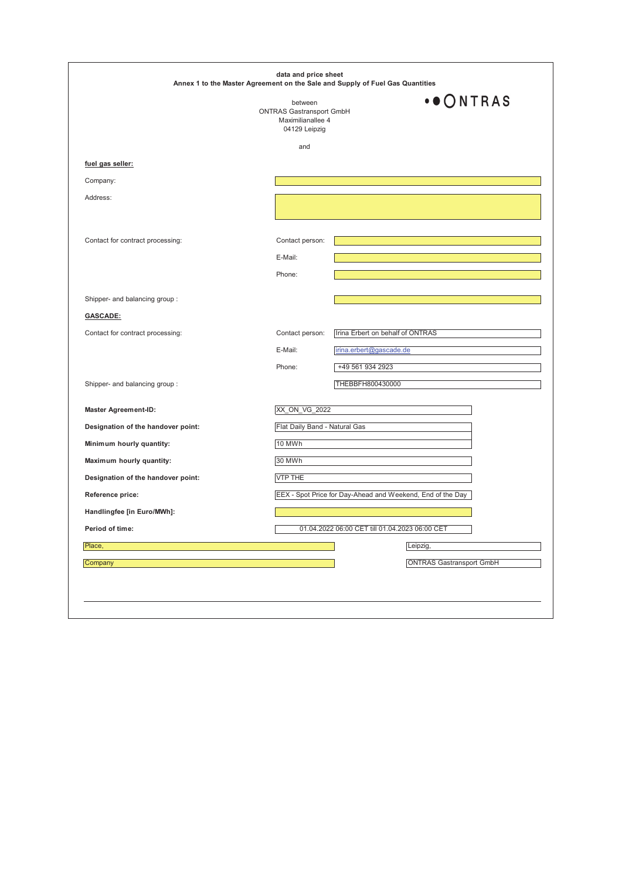**data and price sheet**
**Annex 1 to the Master Agreement on the Sale and Supply of Fuel Gas Quantities**

ONTRAS

between
ONTRAS Gastransport GmbH
Maximilianallee 4
04129 Leipzig

and

**fuel gas seller:**

| | | |
|---|---|---|
| Company: | | |
| Address: | | |
| Contact for contract processing: | Contact person: | |
| | E-Mail: | |
| | Phone: | |
| Shipper- and balancing group : | | |

**GASCADE:**

| | | |
|---|---|---|
| Contact for contract processing: | Contact person: | Irina Erbert on behalf of ONTRAS |
| | E-Mail: | irina.erbert@gascade.de |
| | Phone: | +49 561 934 2923 |
| Shipper- and balancing group : | | THEBBFH800430000 |

| | |
|---|---|
| **Master Agreement-ID:** | XX_ON_VG_2022 |
| **Designation of the handover point:** | Flat Daily Band - Natural Gas |
| **Minimum hourly quantity:** | 10 MWh |
| **Maximum hourly quantity:** | 30 MWh |
| **Designation of the handover point:** | VTP THE |
| **Reference price:** | EEX - Spot Price for Day-Ahead and Weekend, End of the Day |
| **Handlingfee [in Euro/MWh]:** | |
| **Period of time:** | 01.04.2022 06:00 CET till 01.04.2023 06:00 CET |

| | |
|---|---|
| Place, | Leipzig, |
| Company | ONTRAS Gastransport GmbH |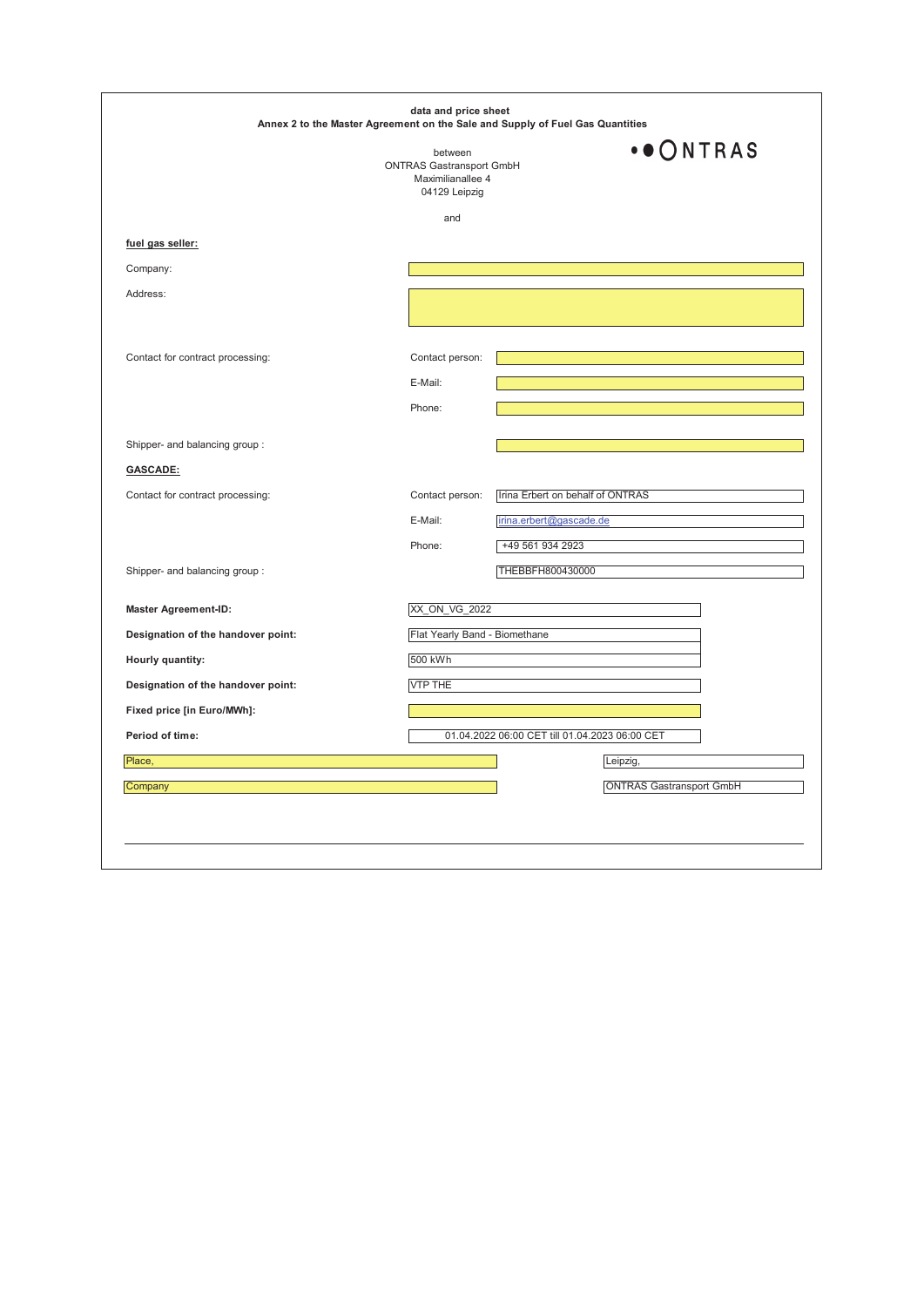**data and price sheet**
**Annex 2 to the Master Agreement on the Sale and Supply of Fuel Gas Quantities**

ONTRAS

between
ONTRAS Gastransport GmbH
Maximilianallee 4
04129 Leipzig

and

**fuel gas seller:**

| | | |
|---|---|---|
| Company: | | |
| Address: | | |
| Contact for contract processing: | Contact person: | |
| | E-Mail: | |
| | Phone: | |
| Shipper- and balancing group : | | |

**GASCADE:**

| | | |
|---|---|---|
| Contact for contract processing: | Contact person: | Irina Erbert on behalf of ONTRAS |
| | E-Mail: | irina.erbert@gascade.de |
| | Phone: | +49 561 934 2923 |
| Shipper- and balancing group : | | THEBBFH800430000 |

| | |
|---|---|
| **Master Agreement-ID:** | XX_ON_VG_2022 |
| **Designation of the handover point:** | Flat Yearly Band - Biomethane |
| **Hourly quantity:** | 500 kWh |
| **Designation of the handover point:** | VTP THE |
| **Fixed price [in Euro/MWh]:** | |
| **Period of time:** | 01.04.2022 06:00 CET till 01.04.2023 06:00 CET |

| | |
|---|---|
| Place, | Leipzig, |
| Company | ONTRAS Gastransport GmbH |